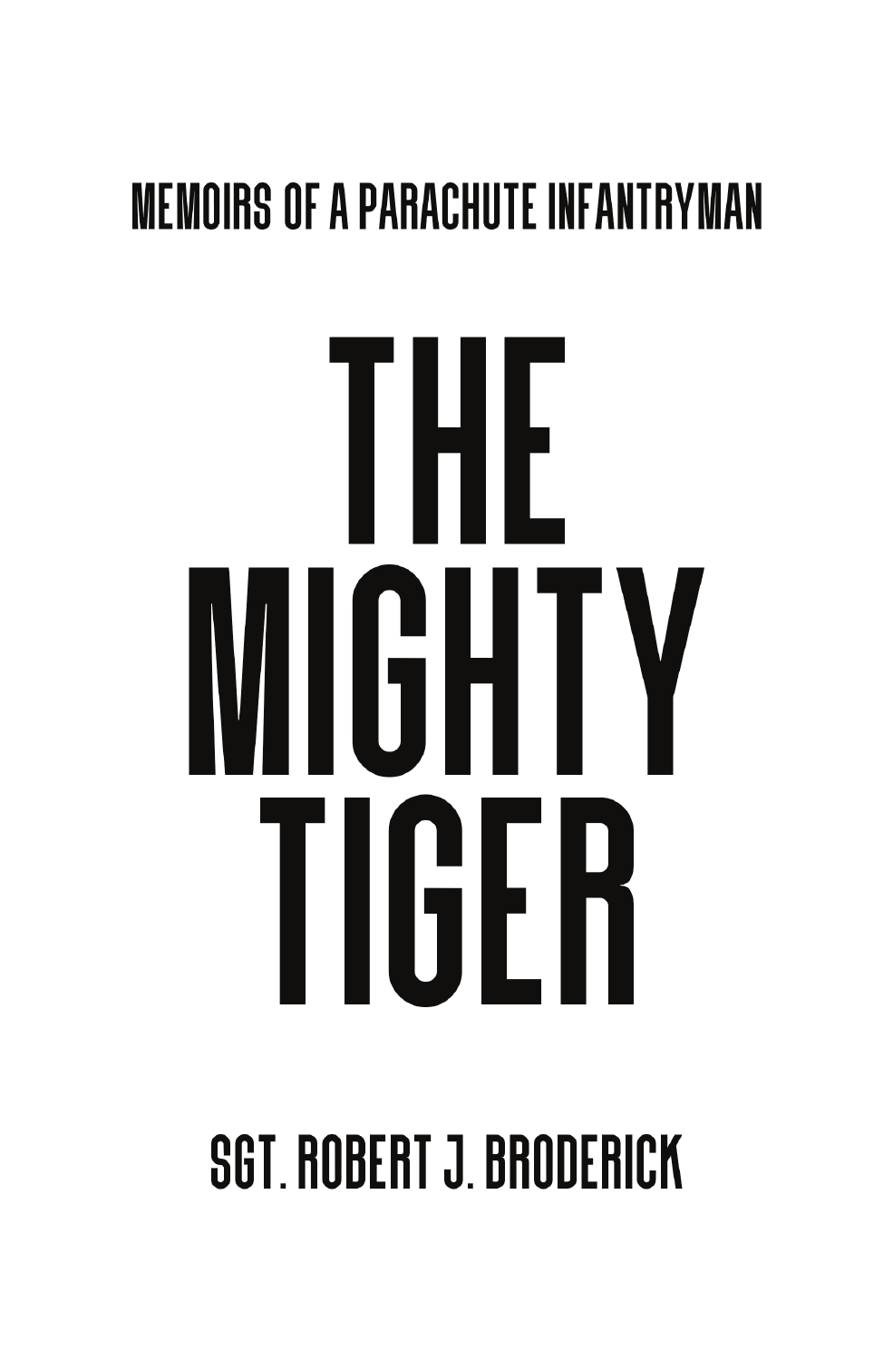MEMOIRS OF A PARACHUTE INFANTRYMAN

# THE MIGHTY TIGER

SGT. ROBERT J. BRODERICK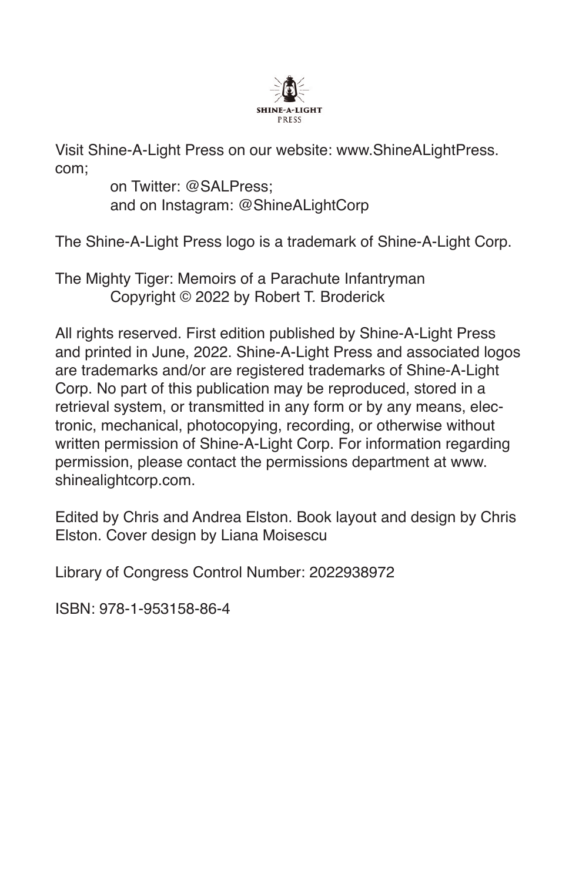SHINE-A-LIGHT
PRESS

Visit Shine-A-Light Press on our website: www.ShineALightPress.com;
on Twitter: @SALPress;
and on Instagram: @ShineALightCorp

The Shine-A-Light Press logo is a trademark of Shine-A-Light Corp.

The Mighty Tiger: Memoirs of a Parachute Infantryman
Copyright © 2022 by Robert T. Broderick

All rights reserved. First edition published by Shine-A-Light Press and printed in June, 2022. Shine-A-Light Press and associated logos are trademarks and/or are registered trademarks of Shine-A-Light Corp. No part of this publication may be reproduced, stored in a retrieval system, or transmitted in any form or by any means, electronic, mechanical, photocopying, recording, or otherwise without written permission of Shine-A-Light Corp. For information regarding permission, please contact the permissions department at www.shinealightcorp.com.

Edited by Chris and Andrea Elston. Book layout and design by Chris Elston. Cover design by Liana Moisescu

Library of Congress Control Number: 2022938972

ISBN: 978-1-953158-86-4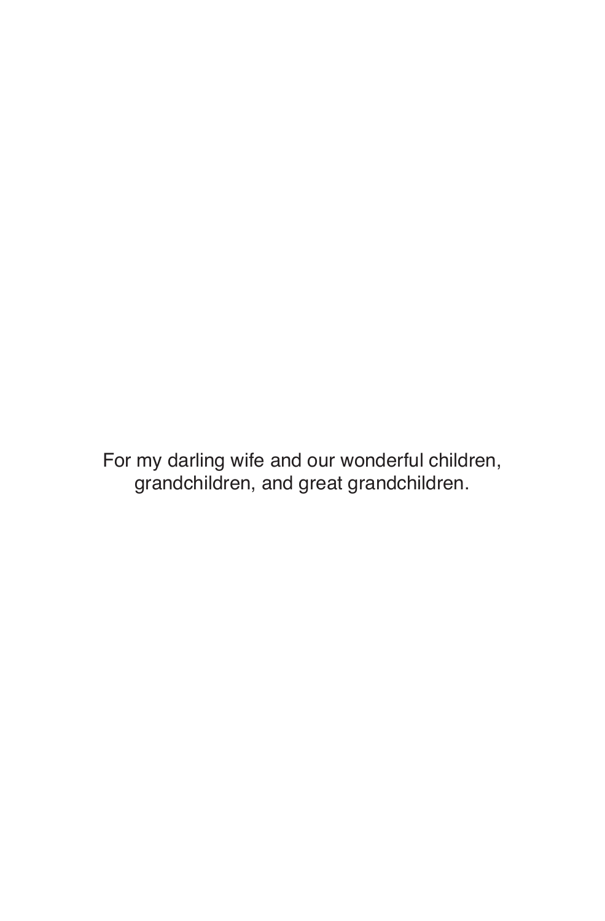For my darling wife and our wonderful children,
grandchildren, and great grandchildren.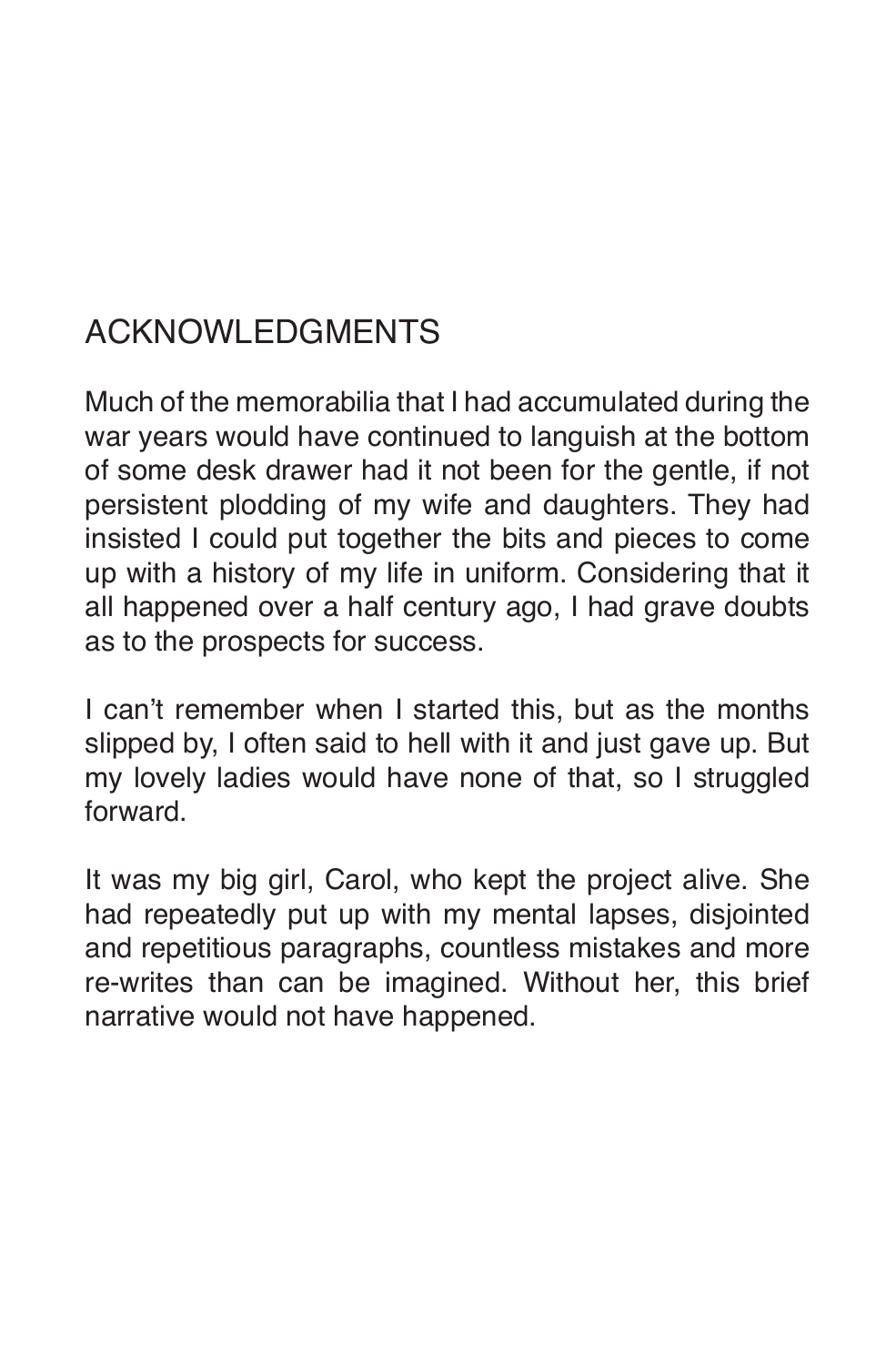# ACKNOWLEDGMENTS

Much of the memorabilia that I had accumulated during the war years would have continued to languish at the bottom of some desk drawer had it not been for the gentle, if not persistent plodding of my wife and daughters. They had insisted I could put together the bits and pieces to come up with a history of my life in uniform. Considering that it all happened over a half century ago, I had grave doubts as to the prospects for success.

I can't remember when I started this, but as the months slipped by, I often said to hell with it and just gave up. But my lovely ladies would have none of that, so I struggled forward.

It was my big girl, Carol, who kept the project alive. She had repeatedly put up with my mental lapses, disjointed and repetitious paragraphs, countless mistakes and more re-writes than can be imagined. Without her, this brief narrative would not have happened.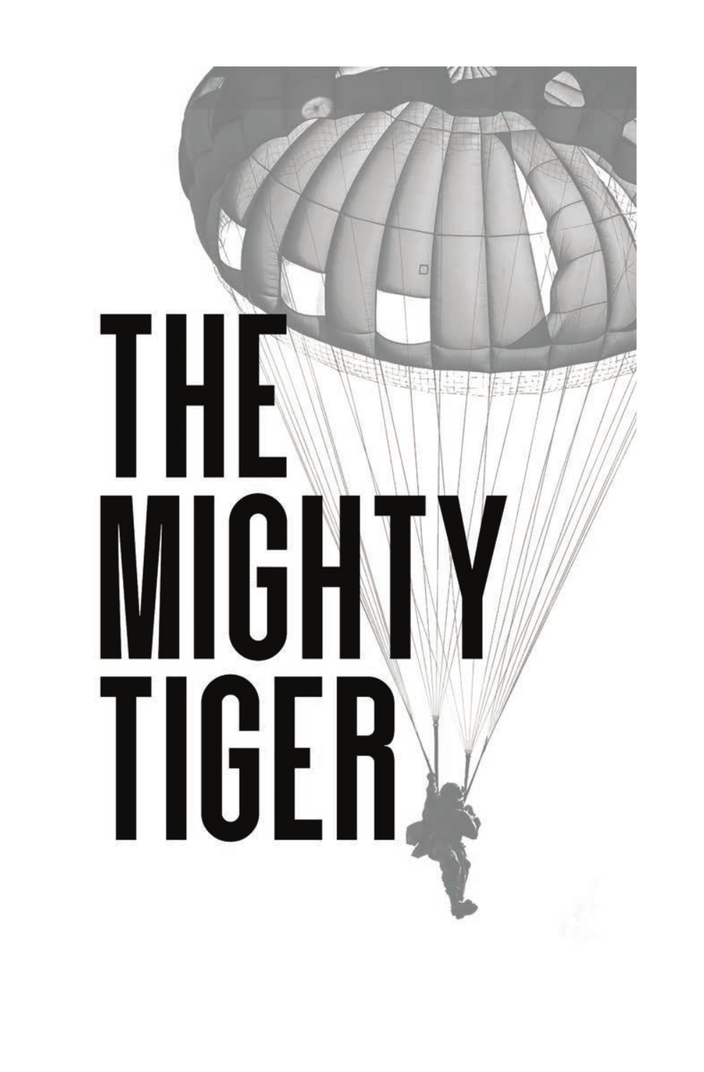# THE MIGHTY TIGER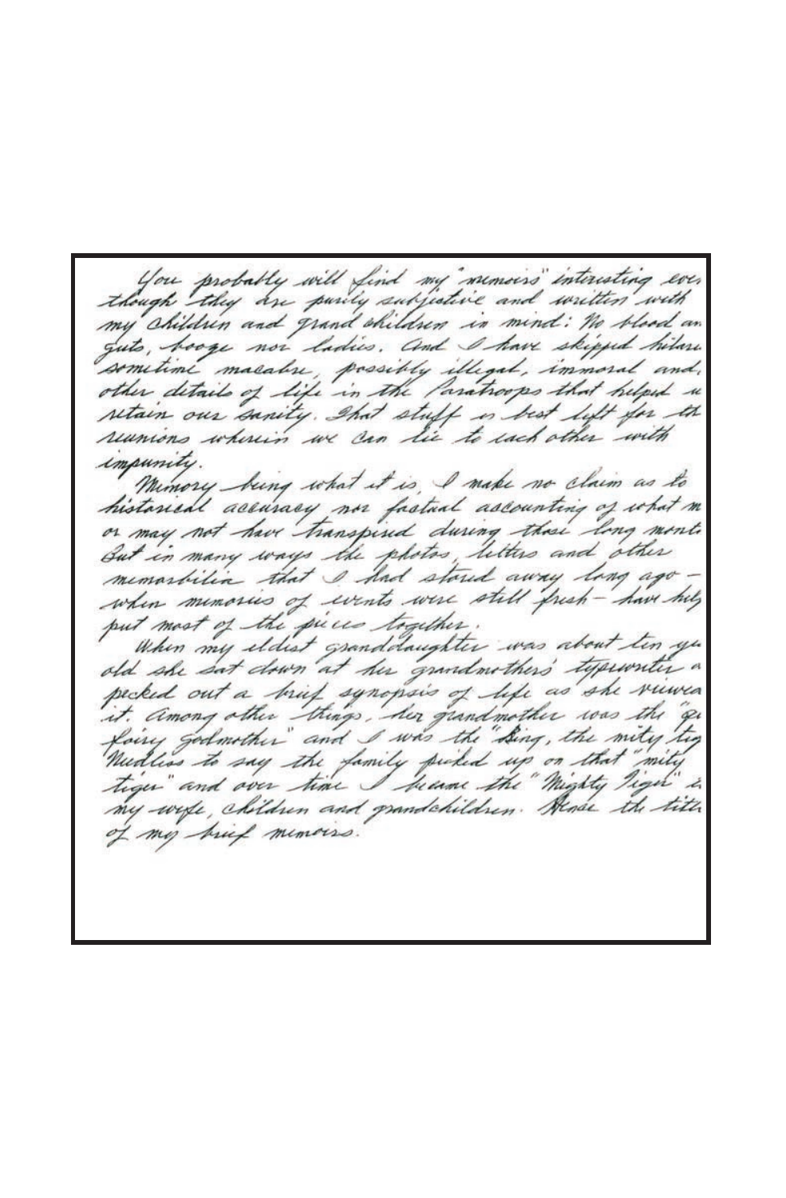You probably will find my "memoirs" interesting even though they are purely subjective and written with my children and grand children in mind: No blood and guts, booze nor ladies. And I have skipped hilarious, sometime macabre, possibly illegal, immoral and other details of life in the Paratroops that helped us retain our sanity. That stuff is best left for the reunions wherein we can lie to each other with impunity.

Memory being what it is, I make no claim as to historical accuracy nor factual accounting of what may or may not have transpired during those long months. But in many ways the photos, letters and other memorabilia that I had stored away long ago – when memories of events were still fresh – have helped put most of the pieces together.

When my eldest granddaughter was about ten years old she sat down at her grandmother's typewriter and pecked out a brief synopsis of life as she viewed it. Among other things, her grandmother was the "queen, fairy godmother" and I was the "King, the mity tiger." Needless to say the family picked up on that "mity tiger" and over time I became the "Mighty Tiger" to my wife, children and grandchildren. Hence the title of my brief memoirs.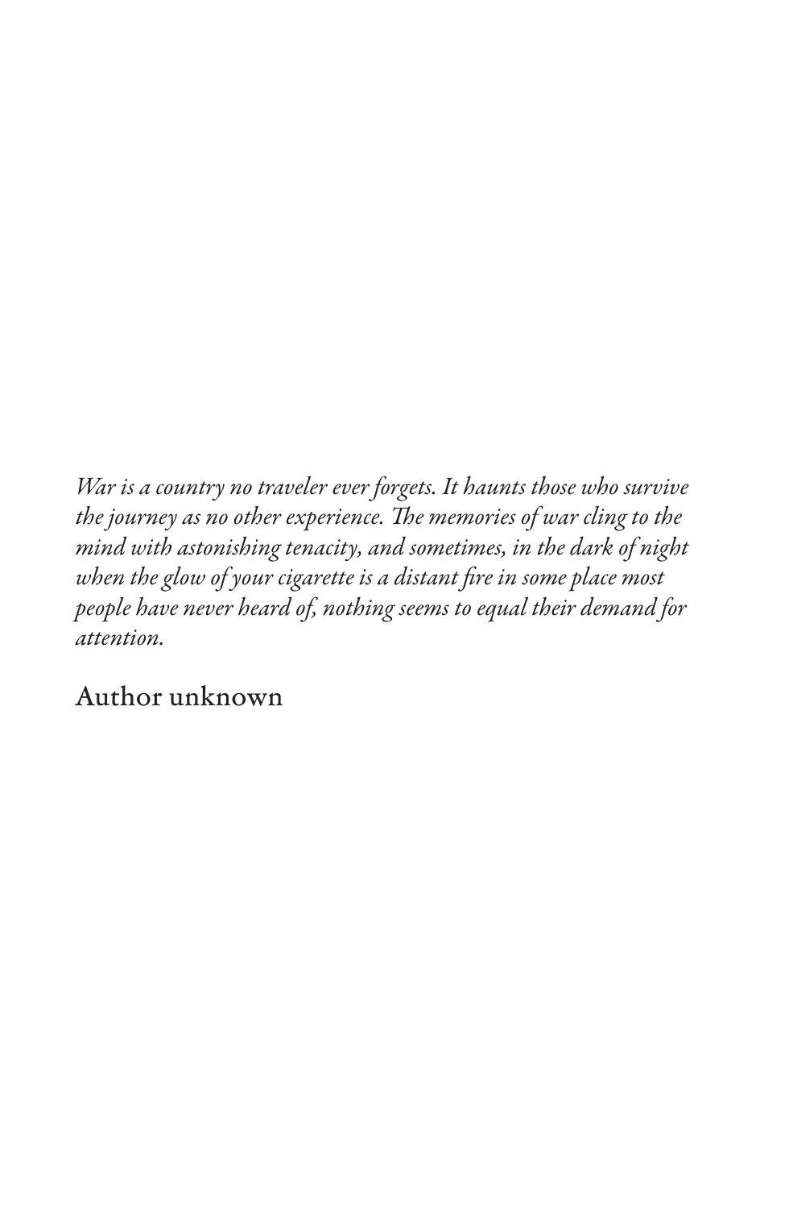*War is a country no traveler ever forgets. It haunts those who survive the journey as no other experience. The memories of war cling to the mind with astonishing tenacity, and sometimes, in the dark of night when the glow of your cigarette is a distant fire in some place most people have never heard of, nothing seems to equal their demand for attention.*

Author unknown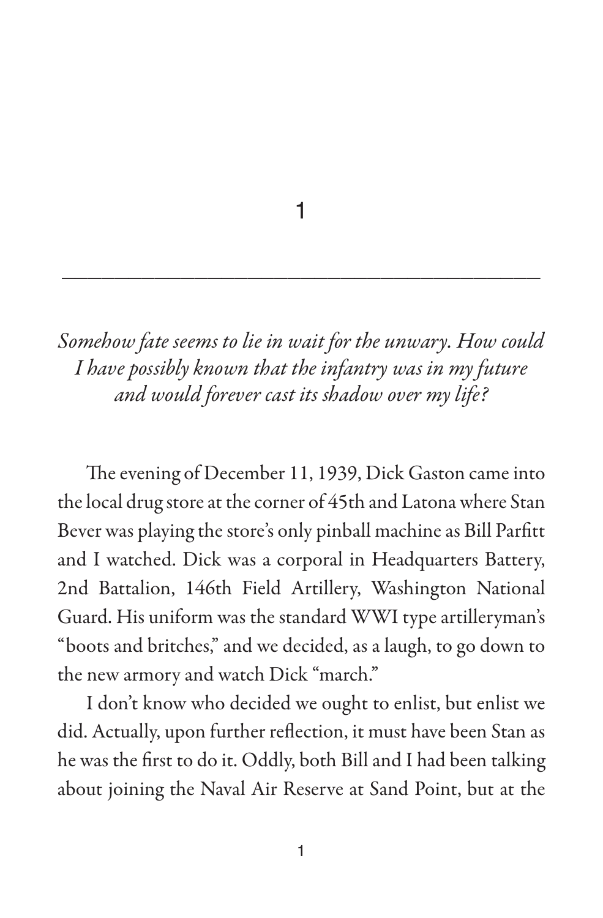# 1

*Somehow fate seems to lie in wait for the unwary. How could I have possibly known that the infantry was in my future and would forever cast its shadow over my life?*

The evening of December 11, 1939, Dick Gaston came into the local drug store at the corner of 45th and Latona where Stan Bever was playing the store's only pinball machine as Bill Parfitt and I watched. Dick was a corporal in Headquarters Battery, 2nd Battalion, 146th Field Artillery, Washington National Guard. His uniform was the standard WWI type artilleryman's "boots and britches," and we decided, as a laugh, to go down to the new armory and watch Dick "march."

I don't know who decided we ought to enlist, but enlist we did. Actually, upon further reflection, it must have been Stan as he was the first to do it. Oddly, both Bill and I had been talking about joining the Naval Air Reserve at Sand Point, but at the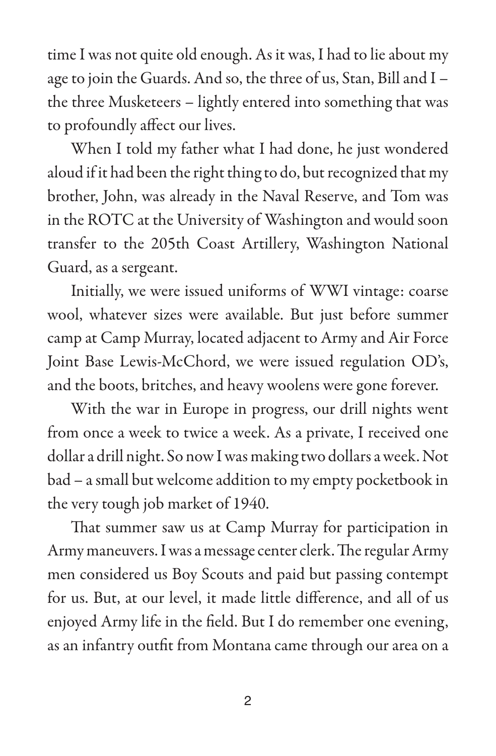time I was not quite old enough. As it was, I had to lie about my age to join the Guards. And so, the three of us, Stan, Bill and I – the three Musketeers – lightly entered into something that was to profoundly affect our lives.

When I told my father what I had done, he just wondered aloud if it had been the right thing to do, but recognized that my brother, John, was already in the Naval Reserve, and Tom was in the ROTC at the University of Washington and would soon transfer to the 205th Coast Artillery, Washington National Guard, as a sergeant.

Initially, we were issued uniforms of WWI vintage: coarse wool, whatever sizes were available. But just before summer camp at Camp Murray, located adjacent to Army and Air Force Joint Base Lewis-McChord, we were issued regulation OD's, and the boots, britches, and heavy woolens were gone forever.

With the war in Europe in progress, our drill nights went from once a week to twice a week. As a private, I received one dollar a drill night. So now I was making two dollars a week. Not bad – a small but welcome addition to my empty pocketbook in the very tough job market of 1940.

That summer saw us at Camp Murray for participation in Army maneuvers. I was a message center clerk. The regular Army men considered us Boy Scouts and paid but passing contempt for us. But, at our level, it made little difference, and all of us enjoyed Army life in the field. But I do remember one evening, as an infantry outfit from Montana came through our area on a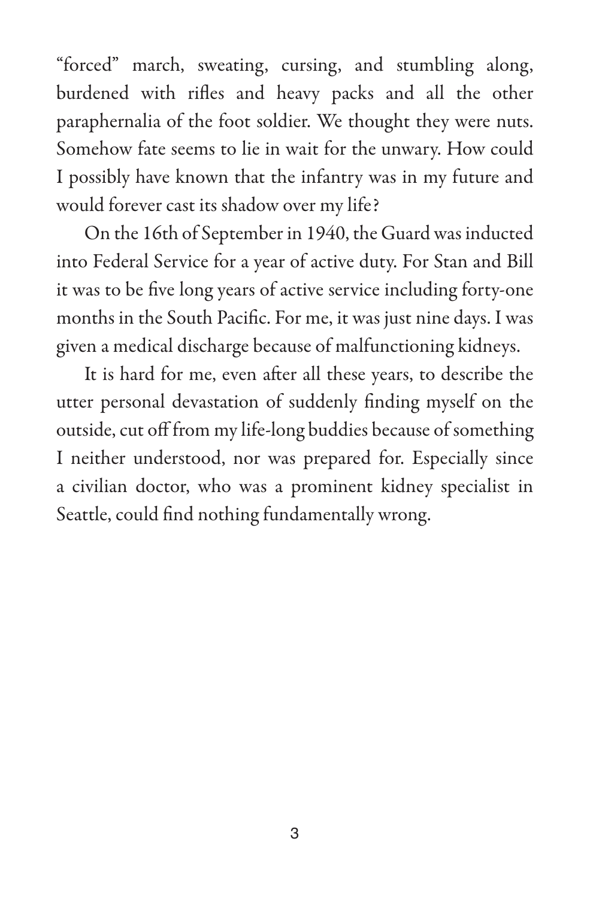"forced" march, sweating, cursing, and stumbling along, burdened with rifles and heavy packs and all the other paraphernalia of the foot soldier. We thought they were nuts. Somehow fate seems to lie in wait for the unwary. How could I possibly have known that the infantry was in my future and would forever cast its shadow over my life?

On the 16th of September in 1940, the Guard was inducted into Federal Service for a year of active duty. For Stan and Bill it was to be five long years of active service including forty-one months in the South Pacific. For me, it was just nine days. I was given a medical discharge because of malfunctioning kidneys.

It is hard for me, even after all these years, to describe the utter personal devastation of suddenly finding myself on the outside, cut off from my life-long buddies because of something I neither understood, nor was prepared for. Especially since a civilian doctor, who was a prominent kidney specialist in Seattle, could find nothing fundamentally wrong.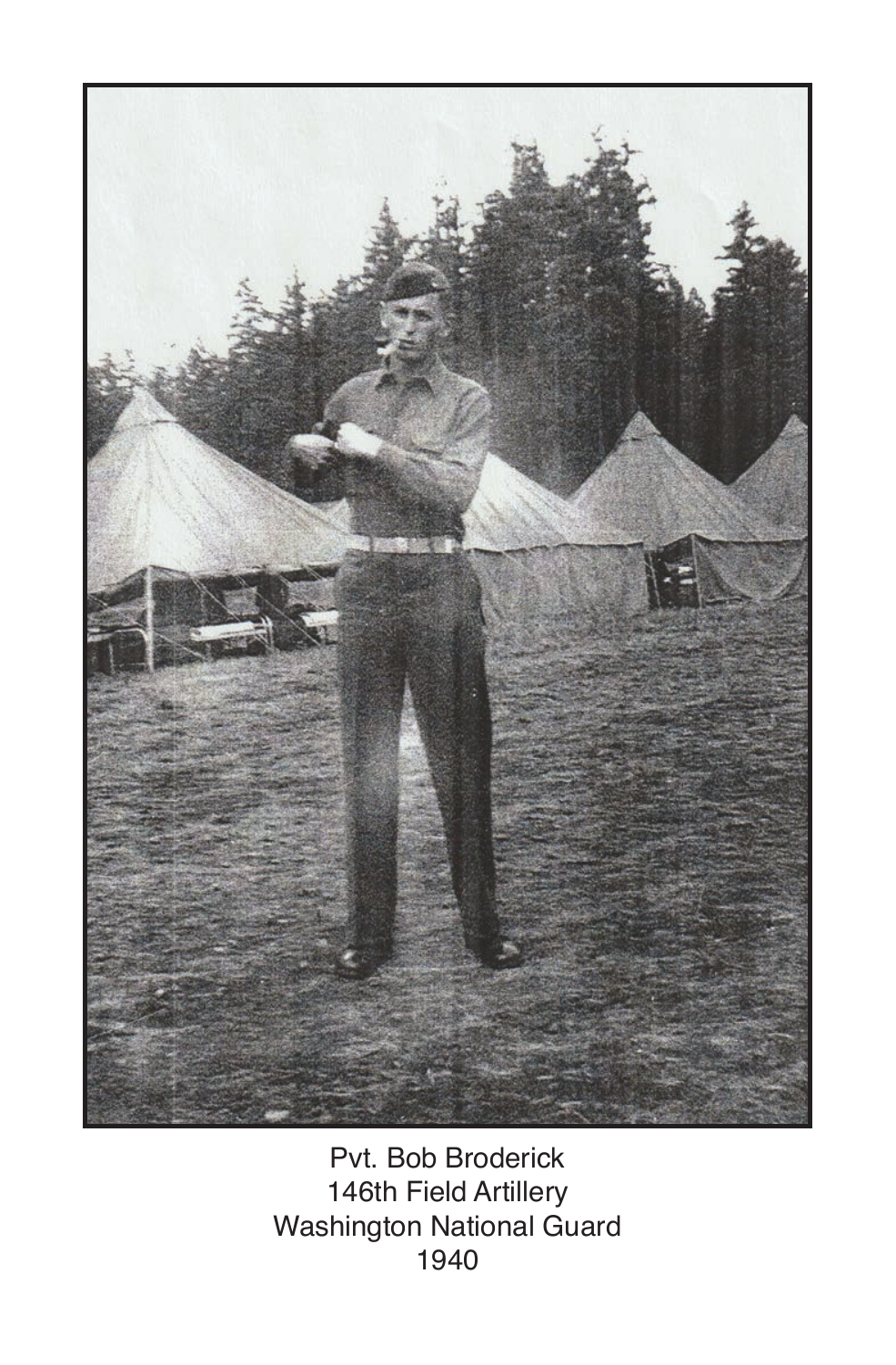Pvt. Bob Broderick
146th Field Artillery
Washington National Guard
1940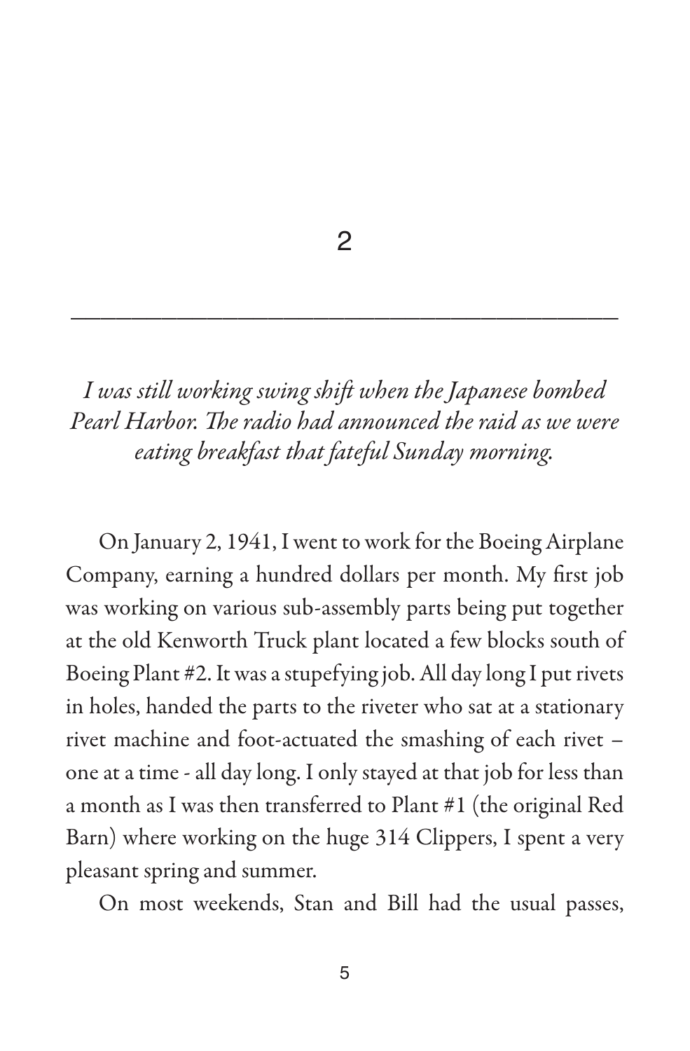# 2

---

*I was still working swing shift when the Japanese bombed Pearl Harbor. The radio had announced the raid as we were eating breakfast that fateful Sunday morning.*

On January 2, 1941, I went to work for the Boeing Airplane Company, earning a hundred dollars per month. My first job was working on various sub-assembly parts being put together at the old Kenworth Truck plant located a few blocks south of Boeing Plant #2. It was a stupefying job. All day long I put rivets in holes, handed the parts to the riveter who sat at a stationary rivet machine and foot-actuated the smashing of each rivet – one at a time - all day long. I only stayed at that job for less than a month as I was then transferred to Plant #1 (the original Red Barn) where working on the huge 314 Clippers, I spent a very pleasant spring and summer.

On most weekends, Stan and Bill had the usual passes,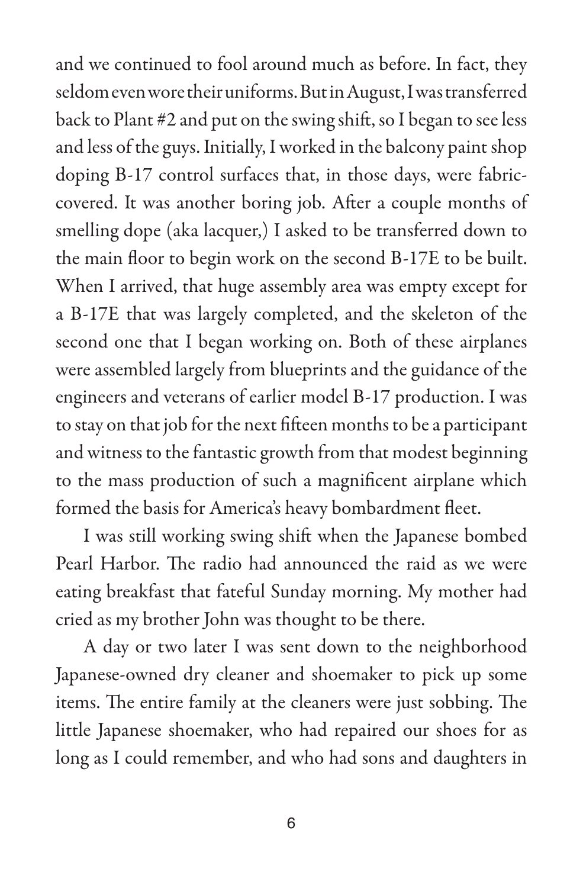and we continued to fool around much as before. In fact, they seldom even wore their uniforms. But in August, I was transferred back to Plant #2 and put on the swing shift, so I began to see less and less of the guys. Initially, I worked in the balcony paint shop doping B-17 control surfaces that, in those days, were fabric-covered. It was another boring job. After a couple months of smelling dope (aka lacquer,) I asked to be transferred down to the main floor to begin work on the second B-17E to be built. When I arrived, that huge assembly area was empty except for a B-17E that was largely completed, and the skeleton of the second one that I began working on. Both of these airplanes were assembled largely from blueprints and the guidance of the engineers and veterans of earlier model B-17 production. I was to stay on that job for the next fifteen months to be a participant and witness to the fantastic growth from that modest beginning to the mass production of such a magnificent airplane which formed the basis for America's heavy bombardment fleet.

I was still working swing shift when the Japanese bombed Pearl Harbor. The radio had announced the raid as we were eating breakfast that fateful Sunday morning. My mother had cried as my brother John was thought to be there.

A day or two later I was sent down to the neighborhood Japanese-owned dry cleaner and shoemaker to pick up some items. The entire family at the cleaners were just sobbing. The little Japanese shoemaker, who had repaired our shoes for as long as I could remember, and who had sons and daughters in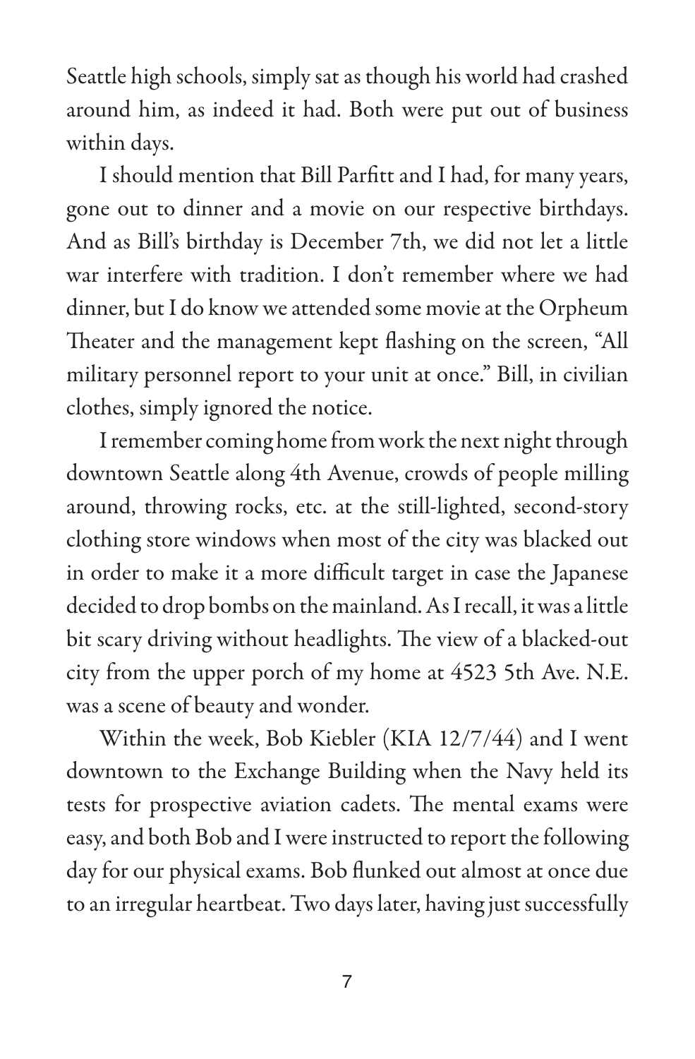Seattle high schools, simply sat as though his world had crashed around him, as indeed it had. Both were put out of business within days.

I should mention that Bill Parfitt and I had, for many years, gone out to dinner and a movie on our respective birthdays. And as Bill's birthday is December 7th, we did not let a little war interfere with tradition. I don't remember where we had dinner, but I do know we attended some movie at the Orpheum Theater and the management kept flashing on the screen, "All military personnel report to your unit at once." Bill, in civilian clothes, simply ignored the notice.

I remember coming home from work the next night through downtown Seattle along 4th Avenue, crowds of people milling around, throwing rocks, etc. at the still-lighted, second-story clothing store windows when most of the city was blacked out in order to make it a more difficult target in case the Japanese decided to drop bombs on the mainland. As I recall, it was a little bit scary driving without headlights. The view of a blacked-out city from the upper porch of my home at 4523 5th Ave. N.E. was a scene of beauty and wonder.

Within the week, Bob Kiebler (KIA 12/7/44) and I went downtown to the Exchange Building when the Navy held its tests for prospective aviation cadets. The mental exams were easy, and both Bob and I were instructed to report the following day for our physical exams. Bob flunked out almost at once due to an irregular heartbeat. Two days later, having just successfully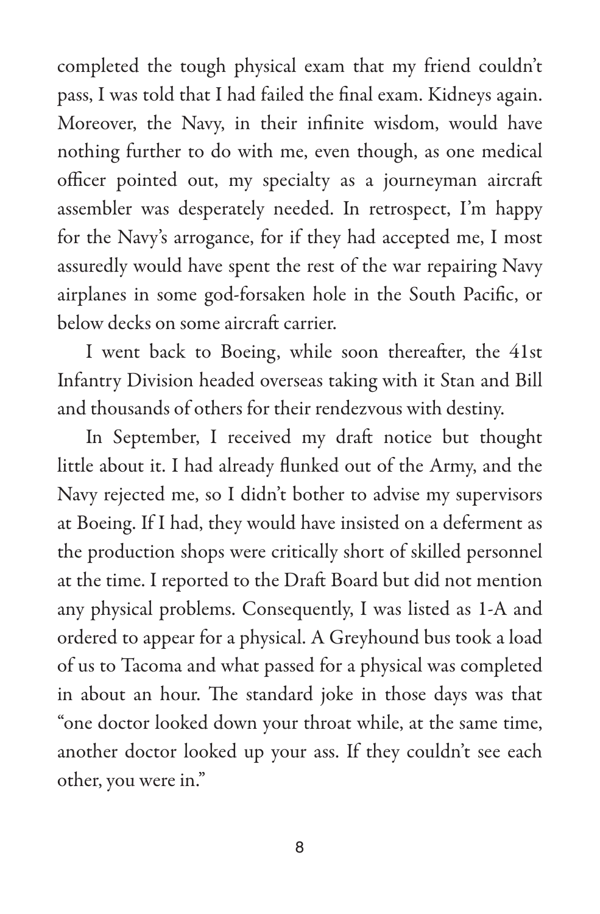completed the tough physical exam that my friend couldn't pass, I was told that I had failed the final exam. Kidneys again. Moreover, the Navy, in their infinite wisdom, would have nothing further to do with me, even though, as one medical officer pointed out, my specialty as a journeyman aircraft assembler was desperately needed. In retrospect, I'm happy for the Navy's arrogance, for if they had accepted me, I most assuredly would have spent the rest of the war repairing Navy airplanes in some god-forsaken hole in the South Pacific, or below decks on some aircraft carrier.

I went back to Boeing, while soon thereafter, the 41st Infantry Division headed overseas taking with it Stan and Bill and thousands of others for their rendezvous with destiny.

In September, I received my draft notice but thought little about it. I had already flunked out of the Army, and the Navy rejected me, so I didn't bother to advise my supervisors at Boeing. If I had, they would have insisted on a deferment as the production shops were critically short of skilled personnel at the time. I reported to the Draft Board but did not mention any physical problems. Consequently, I was listed as 1-A and ordered to appear for a physical. A Greyhound bus took a load of us to Tacoma and what passed for a physical was completed in about an hour. The standard joke in those days was that "one doctor looked down your throat while, at the same time, another doctor looked up your ass. If they couldn't see each other, you were in."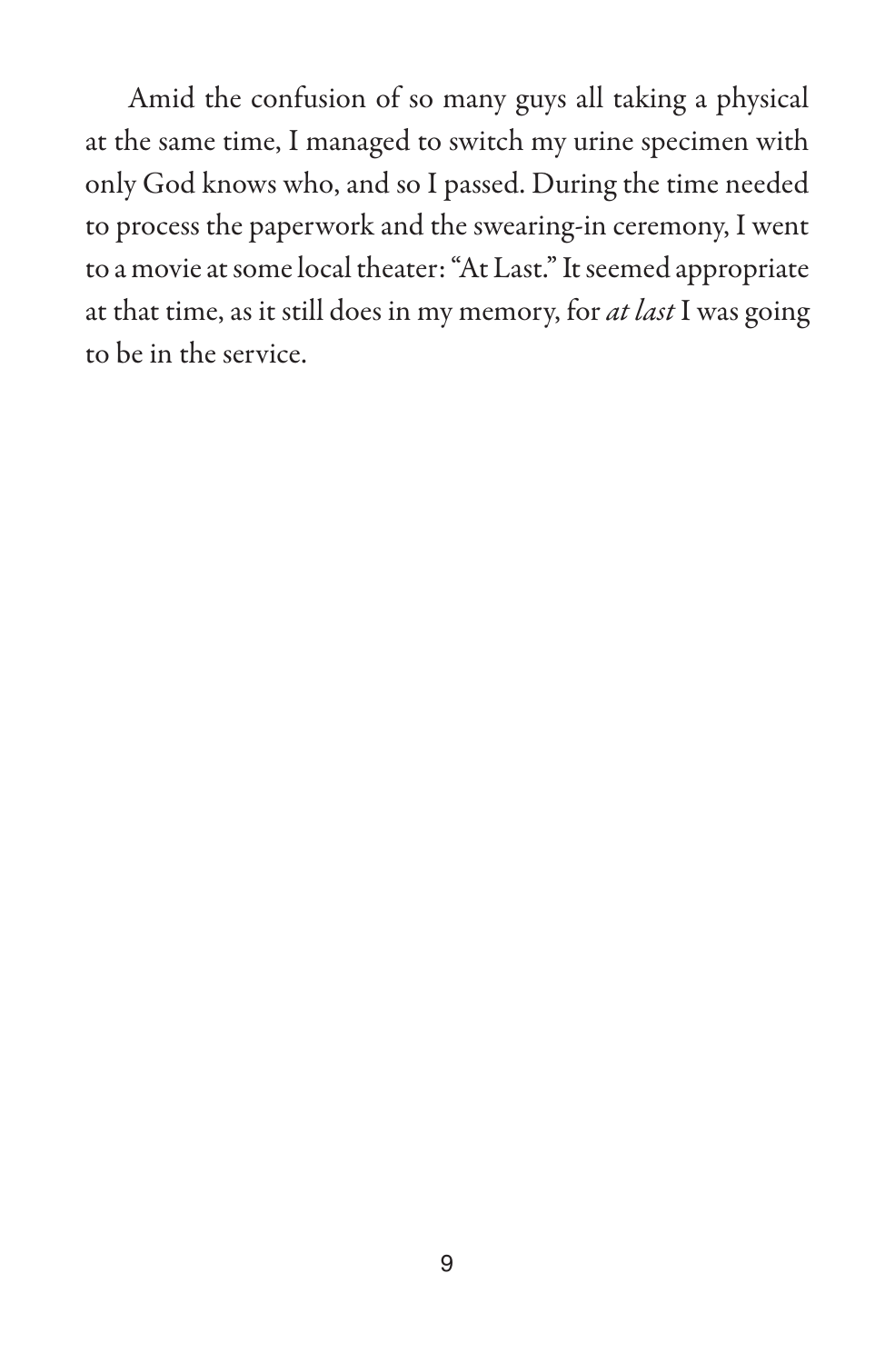Amid the confusion of so many guys all taking a physical at the same time, I managed to switch my urine specimen with only God knows who, and so I passed. During the time needed to process the paperwork and the swearing-in ceremony, I went to a movie at some local theater: "At Last." It seemed appropriate at that time, as it still does in my memory, for *at last* I was going to be in the service.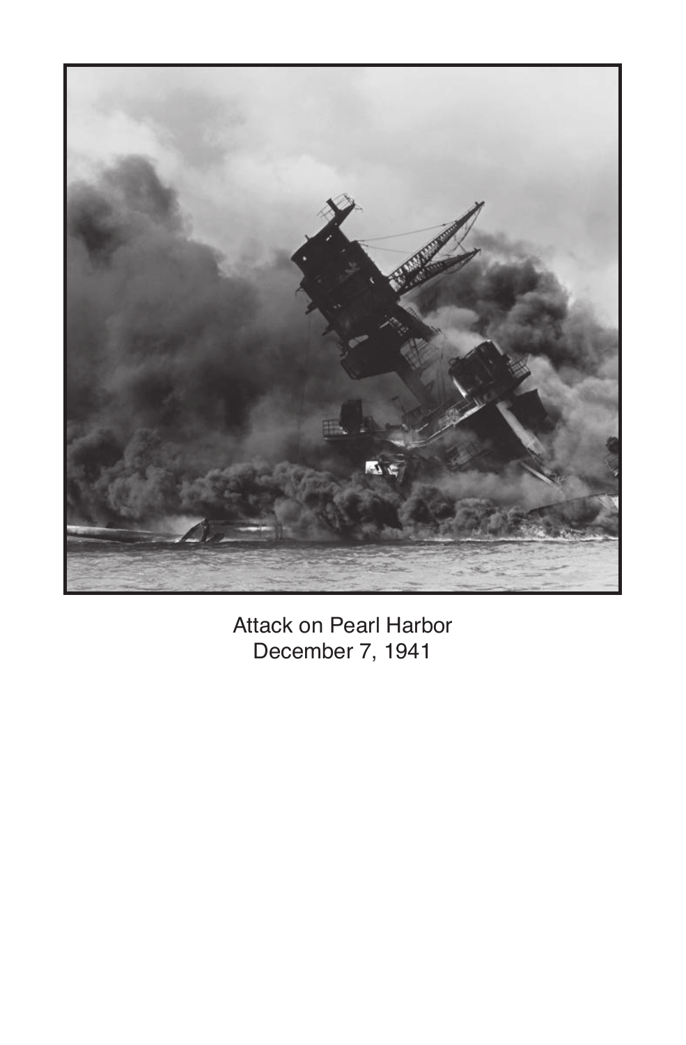Attack on Pearl Harbor
December 7, 1941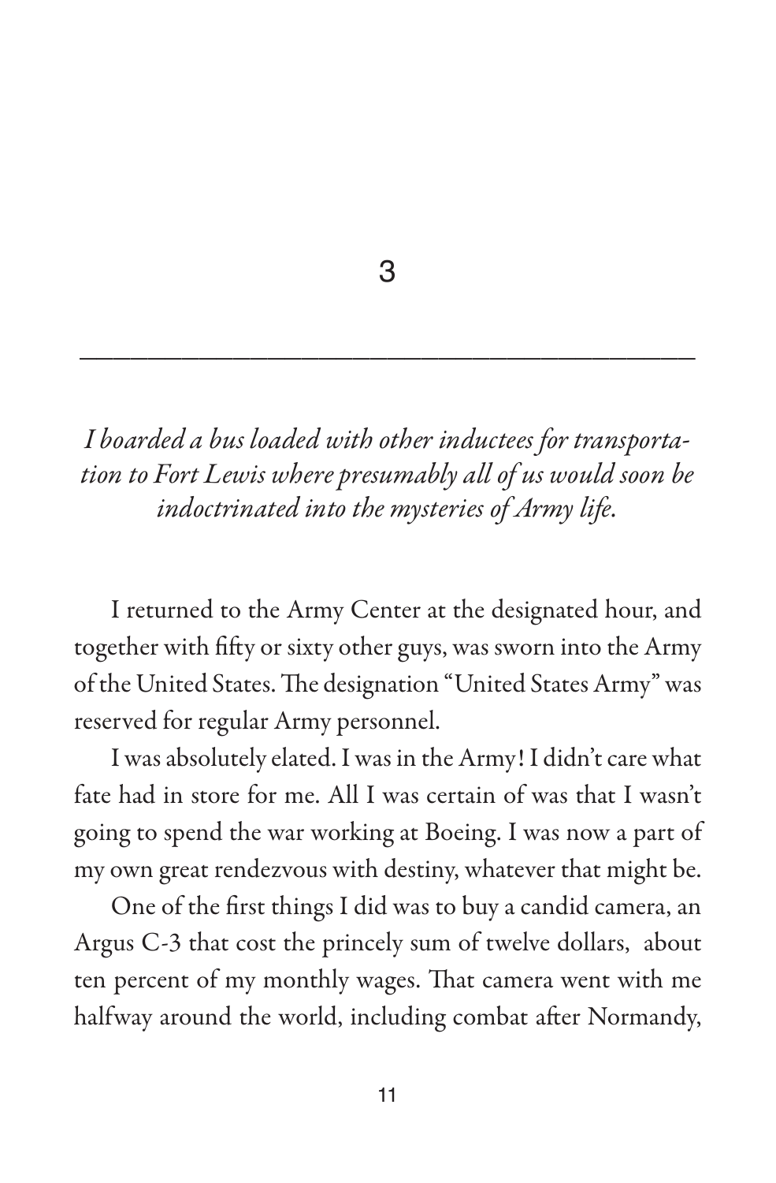# 3

*I boarded a bus loaded with other inductees for transportation to Fort Lewis where presumably all of us would soon be indoctrinated into the mysteries of Army life.*

I returned to the Army Center at the designated hour, and together with fifty or sixty other guys, was sworn into the Army of the United States. The designation "United States Army" was reserved for regular Army personnel.

I was absolutely elated. I was in the Army! I didn't care what fate had in store for me. All I was certain of was that I wasn't going to spend the war working at Boeing. I was now a part of my own great rendezvous with destiny, whatever that might be.

One of the first things I did was to buy a candid camera, an Argus C-3 that cost the princely sum of twelve dollars, about ten percent of my monthly wages. That camera went with me halfway around the world, including combat after Normandy,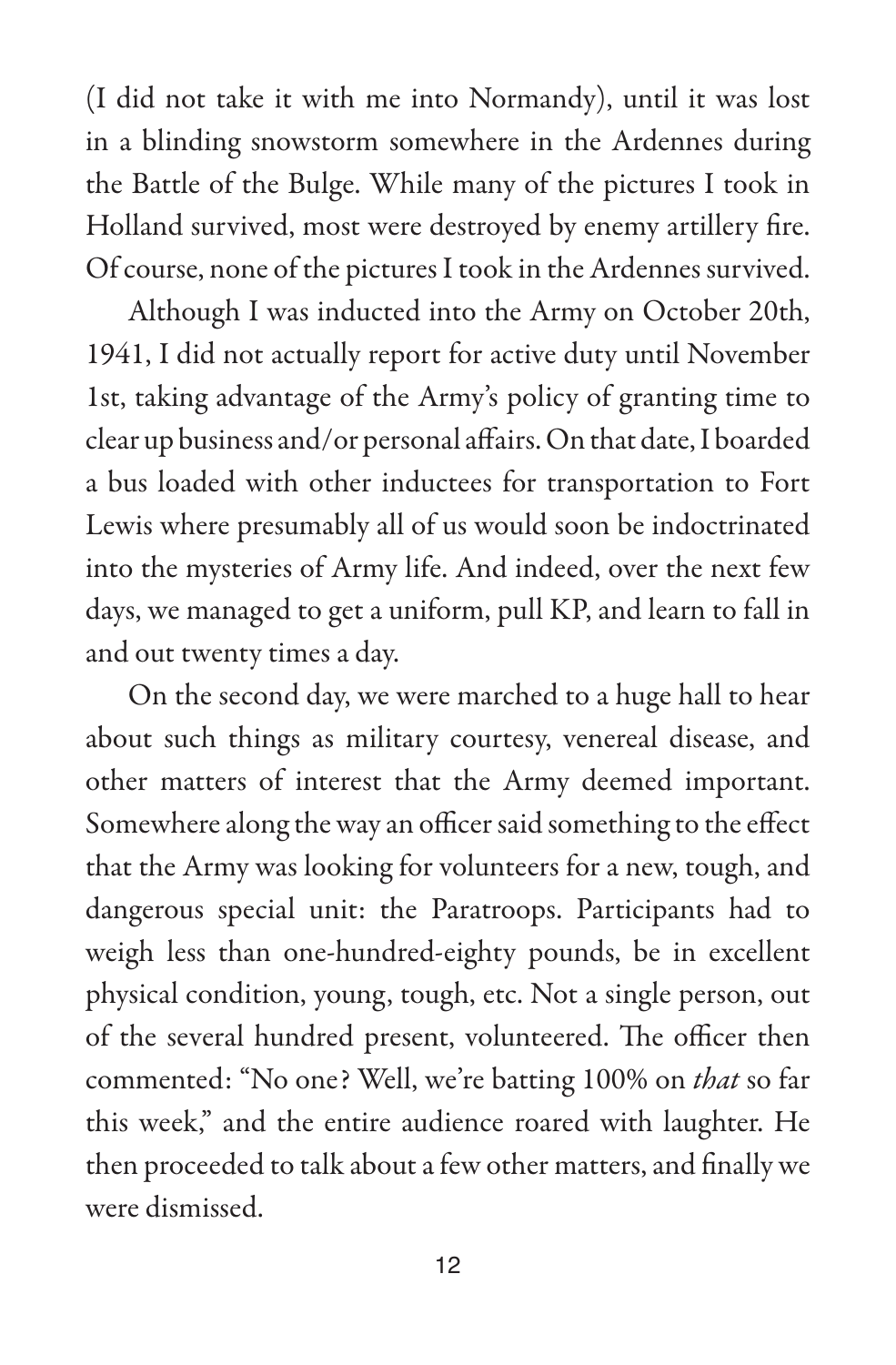(I did not take it with me into Normandy), until it was lost in a blinding snowstorm somewhere in the Ardennes during the Battle of the Bulge. While many of the pictures I took in Holland survived, most were destroyed by enemy artillery fire. Of course, none of the pictures I took in the Ardennes survived.

Although I was inducted into the Army on October 20th, 1941, I did not actually report for active duty until November 1st, taking advantage of the Army's policy of granting time to clear up business and/or personal affairs. On that date, I boarded a bus loaded with other inductees for transportation to Fort Lewis where presumably all of us would soon be indoctrinated into the mysteries of Army life. And indeed, over the next few days, we managed to get a uniform, pull KP, and learn to fall in and out twenty times a day.

On the second day, we were marched to a huge hall to hear about such things as military courtesy, venereal disease, and other matters of interest that the Army deemed important. Somewhere along the way an officer said something to the effect that the Army was looking for volunteers for a new, tough, and dangerous special unit: the Paratroops. Participants had to weigh less than one-hundred-eighty pounds, be in excellent physical condition, young, tough, etc. Not a single person, out of the several hundred present, volunteered. The officer then commented: "No one? Well, we're batting 100% on *that* so far this week," and the entire audience roared with laughter. He then proceeded to talk about a few other matters, and finally we were dismissed.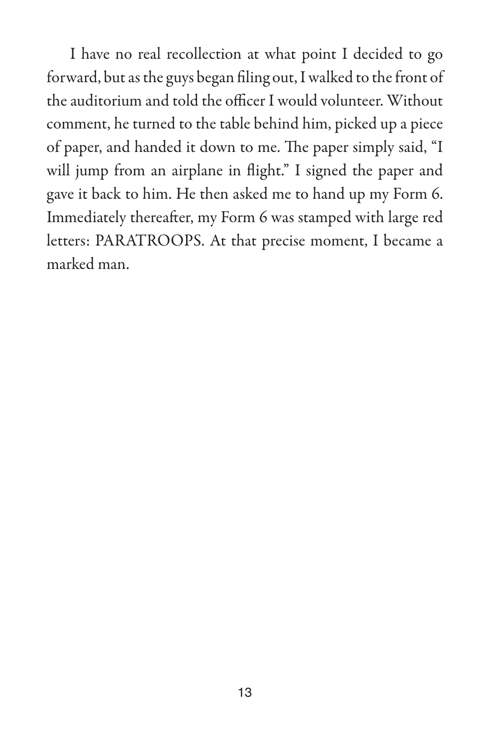I have no real recollection at what point I decided to go forward, but as the guys began filing out, I walked to the front of the auditorium and told the officer I would volunteer. Without comment, he turned to the table behind him, picked up a piece of paper, and handed it down to me. The paper simply said, "I will jump from an airplane in flight." I signed the paper and gave it back to him. He then asked me to hand up my Form 6. Immediately thereafter, my Form 6 was stamped with large red letters: PARATROOPS. At that precise moment, I became a marked man.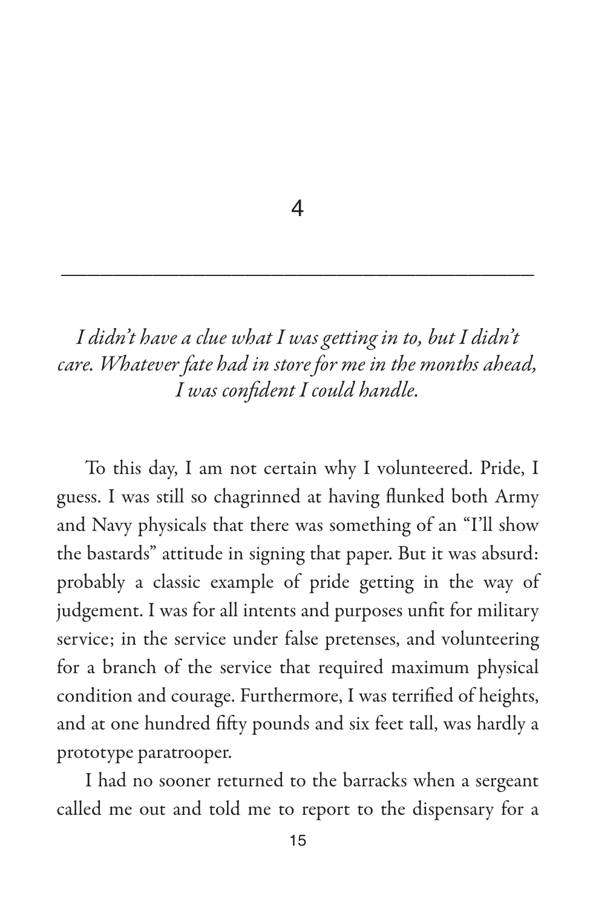# 4

---

*I didn't have a clue what I was getting in to, but I didn't care. Whatever fate had in store for me in the months ahead, I was confident I could handle.*

To this day, I am not certain why I volunteered. Pride, I guess. I was still so chagrinned at having flunked both Army and Navy physicals that there was something of an "I'll show the bastards" attitude in signing that paper. But it was absurd: probably a classic example of pride getting in the way of judgement. I was for all intents and purposes unfit for military service; in the service under false pretenses, and volunteering for a branch of the service that required maximum physical condition and courage. Furthermore, I was terrified of heights, and at one hundred fifty pounds and six feet tall, was hardly a prototype paratrooper.

I had no sooner returned to the barracks when a sergeant called me out and told me to report to the dispensary for a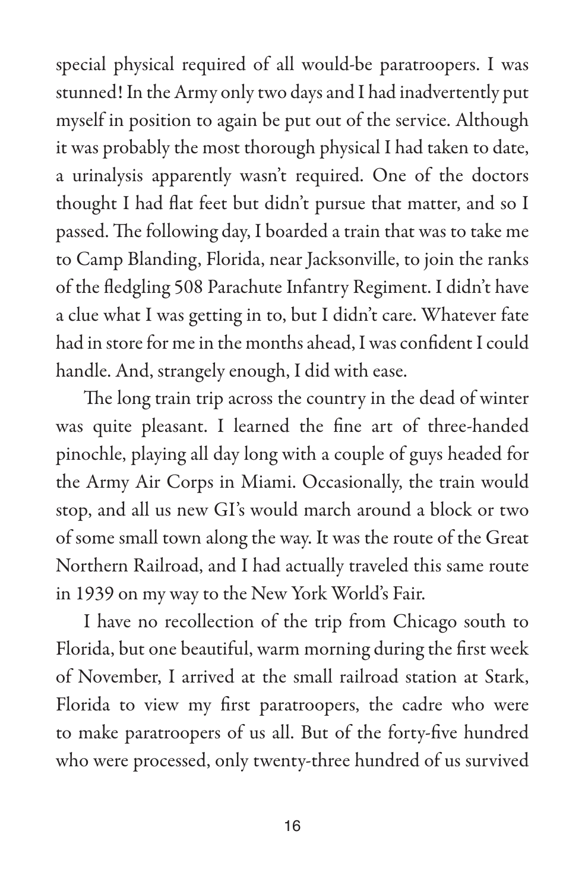special physical required of all would-be paratroopers. I was stunned! In the Army only two days and I had inadvertently put myself in position to again be put out of the service. Although it was probably the most thorough physical I had taken to date, a urinalysis apparently wasn't required. One of the doctors thought I had flat feet but didn't pursue that matter, and so I passed. The following day, I boarded a train that was to take me to Camp Blanding, Florida, near Jacksonville, to join the ranks of the fledgling 508 Parachute Infantry Regiment. I didn't have a clue what I was getting in to, but I didn't care. Whatever fate had in store for me in the months ahead, I was confident I could handle. And, strangely enough, I did with ease.

The long train trip across the country in the dead of winter was quite pleasant. I learned the fine art of three-handed pinochle, playing all day long with a couple of guys headed for the Army Air Corps in Miami. Occasionally, the train would stop, and all us new GI's would march around a block or two of some small town along the way. It was the route of the Great Northern Railroad, and I had actually traveled this same route in 1939 on my way to the New York World's Fair.

I have no recollection of the trip from Chicago south to Florida, but one beautiful, warm morning during the first week of November, I arrived at the small railroad station at Stark, Florida to view my first paratroopers, the cadre who were to make paratroopers of us all. But of the forty-five hundred who were processed, only twenty-three hundred of us survived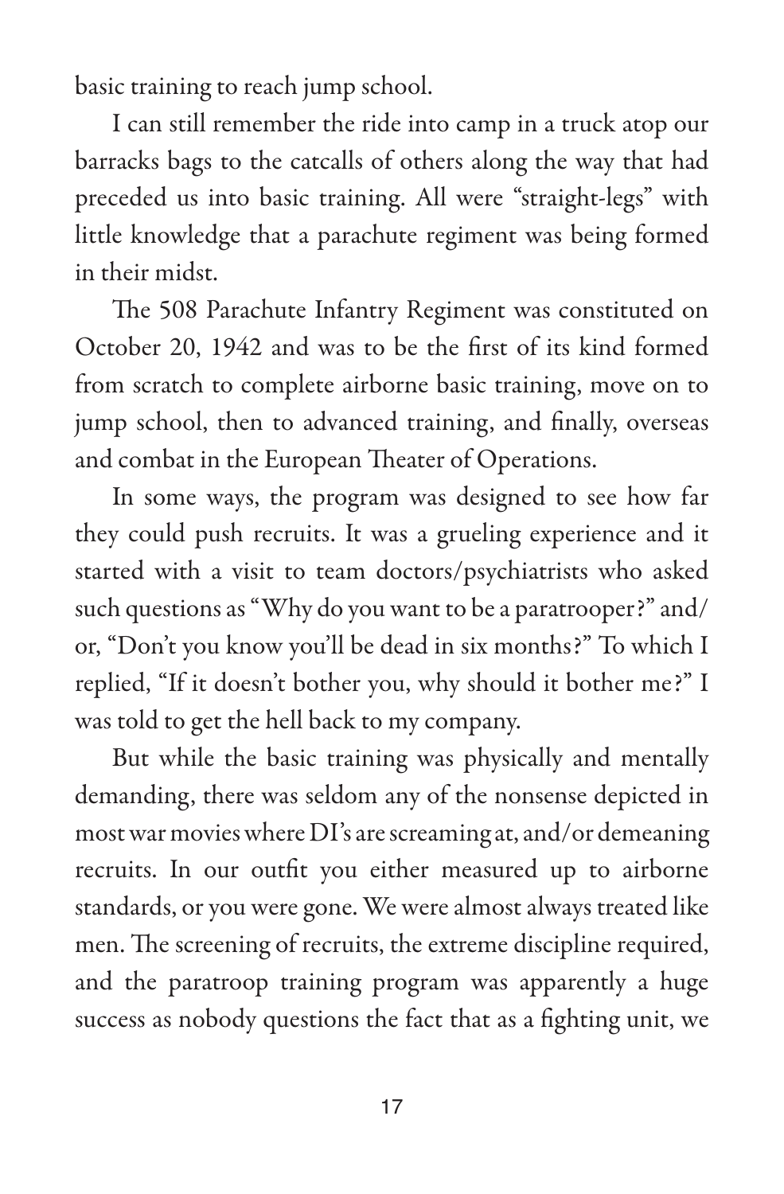basic training to reach jump school.

I can still remember the ride into camp in a truck atop our barracks bags to the catcalls of others along the way that had preceded us into basic training. All were "straight-legs" with little knowledge that a parachute regiment was being formed in their midst.

The 508 Parachute Infantry Regiment was constituted on October 20, 1942 and was to be the first of its kind formed from scratch to complete airborne basic training, move on to jump school, then to advanced training, and finally, overseas and combat in the European Theater of Operations.

In some ways, the program was designed to see how far they could push recruits. It was a grueling experience and it started with a visit to team doctors/psychiatrists who asked such questions as "Why do you want to be a paratrooper?" and/or, "Don't you know you'll be dead in six months?" To which I replied, "If it doesn't bother you, why should it bother me?" I was told to get the hell back to my company.

But while the basic training was physically and mentally demanding, there was seldom any of the nonsense depicted in most war movies where DI's are screaming at, and/or demeaning recruits. In our outfit you either measured up to airborne standards, or you were gone. We were almost always treated like men. The screening of recruits, the extreme discipline required, and the paratroop training program was apparently a huge success as nobody questions the fact that as a fighting unit, we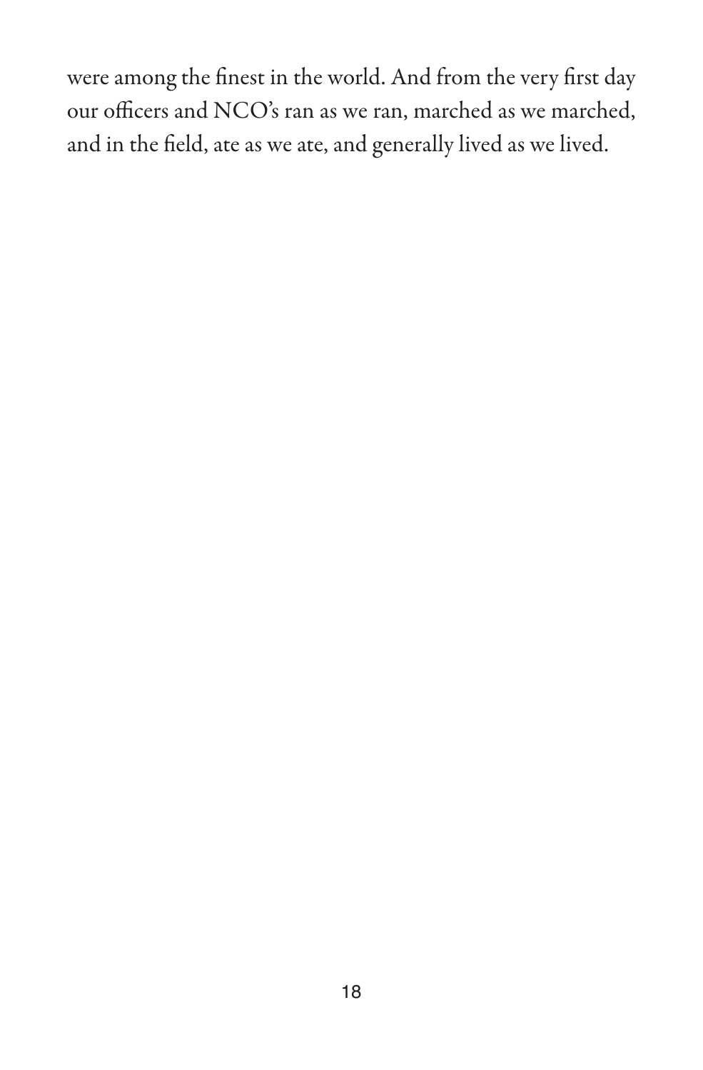were among the finest in the world. And from the very first day our officers and NCO's ran as we ran, marched as we marched, and in the field, ate as we ate, and generally lived as we lived.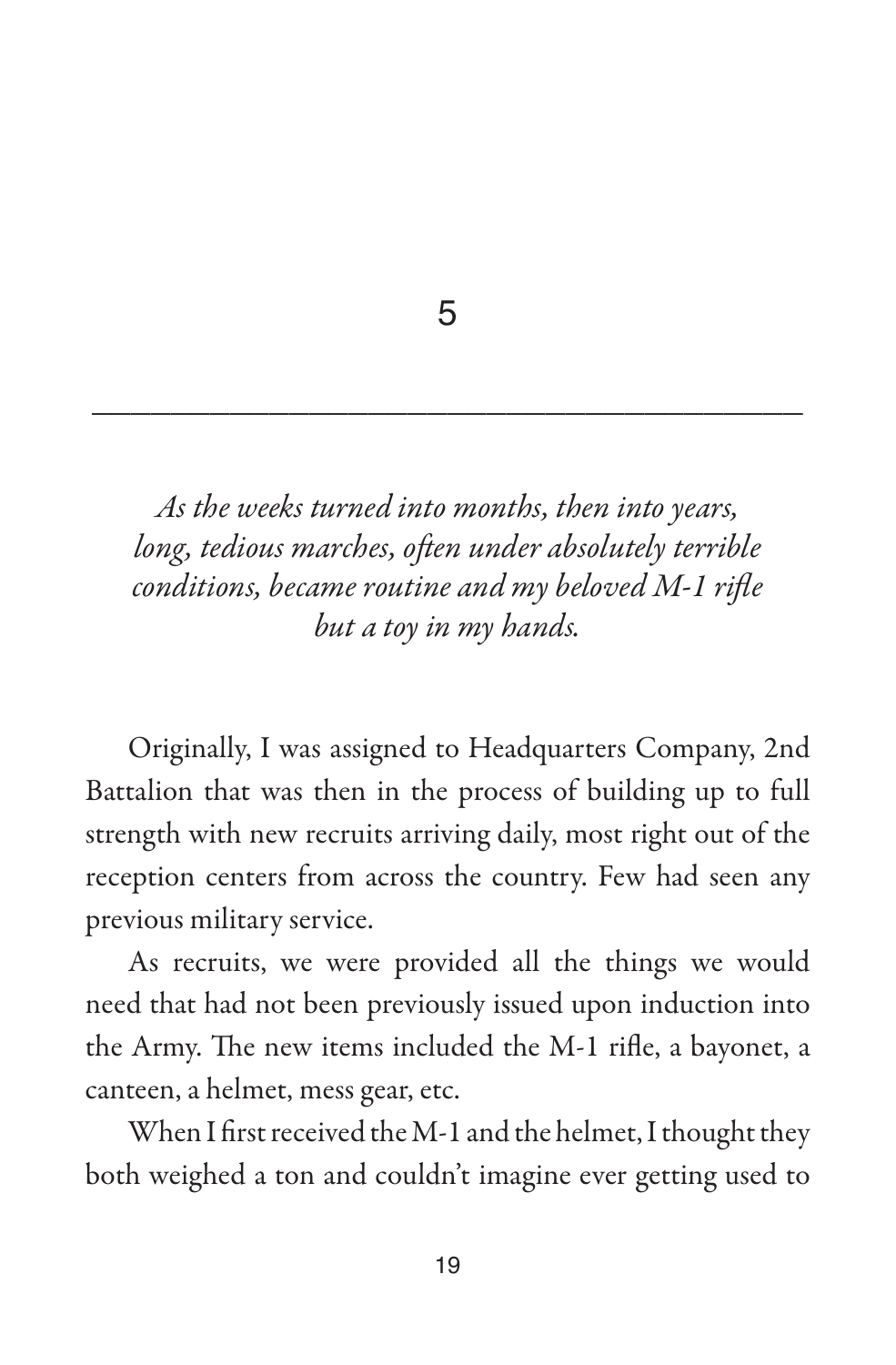# 5

*As the weeks turned into months, then into years, long, tedious marches, often under absolutely terrible conditions, became routine and my beloved M-1 rifle but a toy in my hands.*

Originally, I was assigned to Headquarters Company, 2nd Battalion that was then in the process of building up to full strength with new recruits arriving daily, most right out of the reception centers from across the country. Few had seen any previous military service.

As recruits, we were provided all the things we would need that had not been previously issued upon induction into the Army. The new items included the M-1 rifle, a bayonet, a canteen, a helmet, mess gear, etc.

When I first received the M-1 and the helmet, I thought they both weighed a ton and couldn't imagine ever getting used to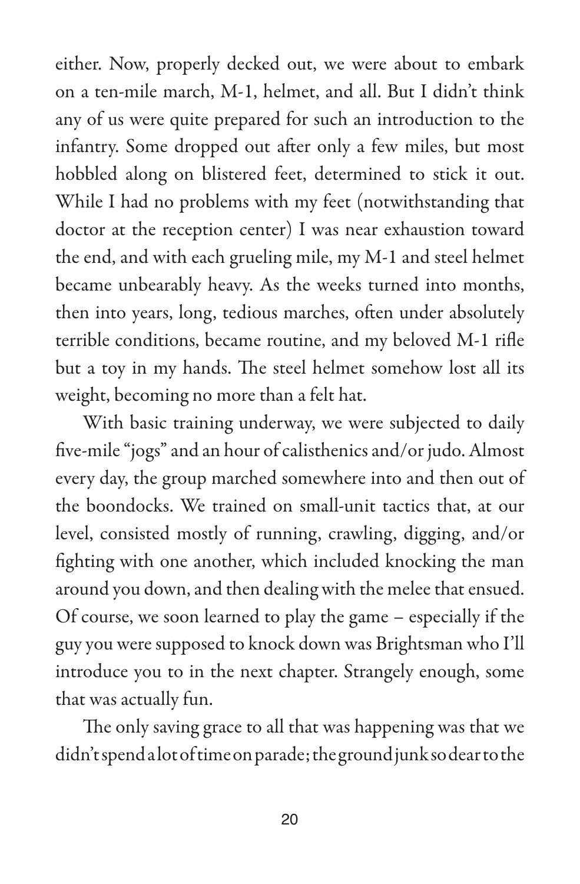either. Now, properly decked out, we were about to embark on a ten-mile march, M-1, helmet, and all. But I didn't think any of us were quite prepared for such an introduction to the infantry. Some dropped out after only a few miles, but most hobbled along on blistered feet, determined to stick it out. While I had no problems with my feet (notwithstanding that doctor at the reception center) I was near exhaustion toward the end, and with each grueling mile, my M-1 and steel helmet became unbearably heavy. As the weeks turned into months, then into years, long, tedious marches, often under absolutely terrible conditions, became routine, and my beloved M-1 rifle but a toy in my hands. The steel helmet somehow lost all its weight, becoming no more than a felt hat.

With basic training underway, we were subjected to daily five-mile "jogs" and an hour of calisthenics and/or judo. Almost every day, the group marched somewhere into and then out of the boondocks. We trained on small-unit tactics that, at our level, consisted mostly of running, crawling, digging, and/or fighting with one another, which included knocking the man around you down, and then dealing with the melee that ensued. Of course, we soon learned to play the game – especially if the guy you were supposed to knock down was Brightsman who I'll introduce you to in the next chapter. Strangely enough, some that was actually fun.

The only saving grace to all that was happening was that we didn't spend a lot of time on parade; the ground junk so dear to the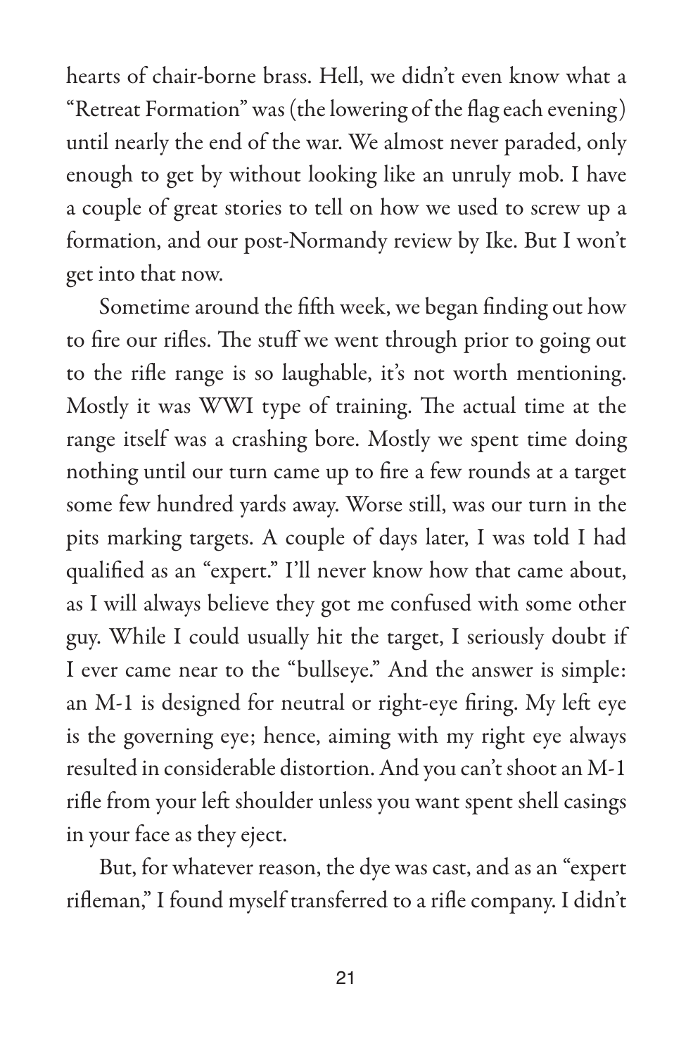hearts of chair-borne brass. Hell, we didn't even know what a "Retreat Formation" was (the lowering of the flag each evening) until nearly the end of the war. We almost never paraded, only enough to get by without looking like an unruly mob. I have a couple of great stories to tell on how we used to screw up a formation, and our post-Normandy review by Ike. But I won't get into that now.

Sometime around the fifth week, we began finding out how to fire our rifles. The stuff we went through prior to going out to the rifle range is so laughable, it's not worth mentioning. Mostly it was WWI type of training. The actual time at the range itself was a crashing bore. Mostly we spent time doing nothing until our turn came up to fire a few rounds at a target some few hundred yards away. Worse still, was our turn in the pits marking targets. A couple of days later, I was told I had qualified as an "expert." I'll never know how that came about, as I will always believe they got me confused with some other guy. While I could usually hit the target, I seriously doubt if I ever came near to the "bullseye." And the answer is simple: an M-1 is designed for neutral or right-eye firing. My left eye is the governing eye; hence, aiming with my right eye always resulted in considerable distortion. And you can't shoot an M-1 rifle from your left shoulder unless you want spent shell casings in your face as they eject.

But, for whatever reason, the dye was cast, and as an "expert rifleman," I found myself transferred to a rifle company. I didn't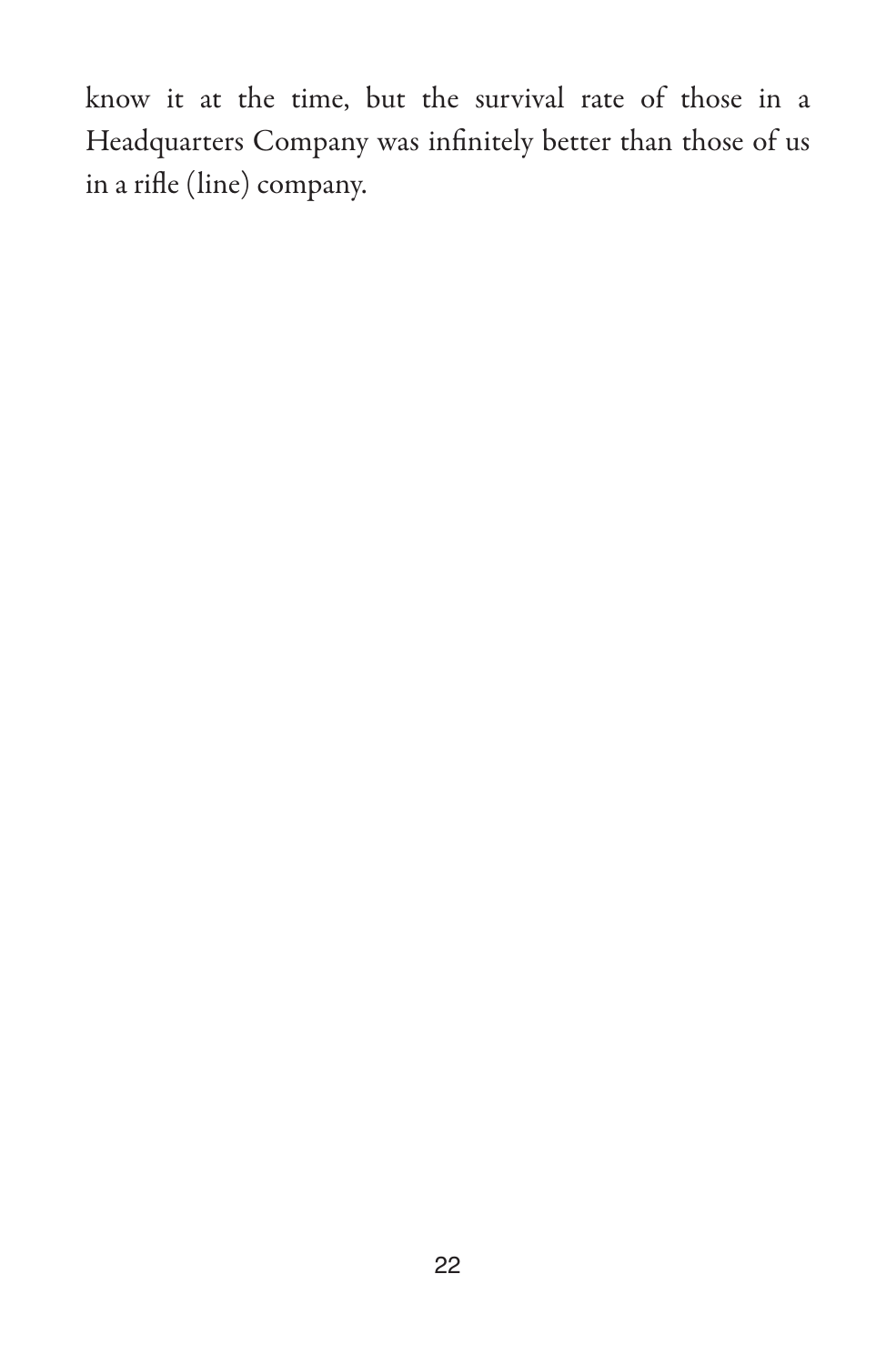know it at the time, but the survival rate of those in a Headquarters Company was infinitely better than those of us in a rifle (line) company.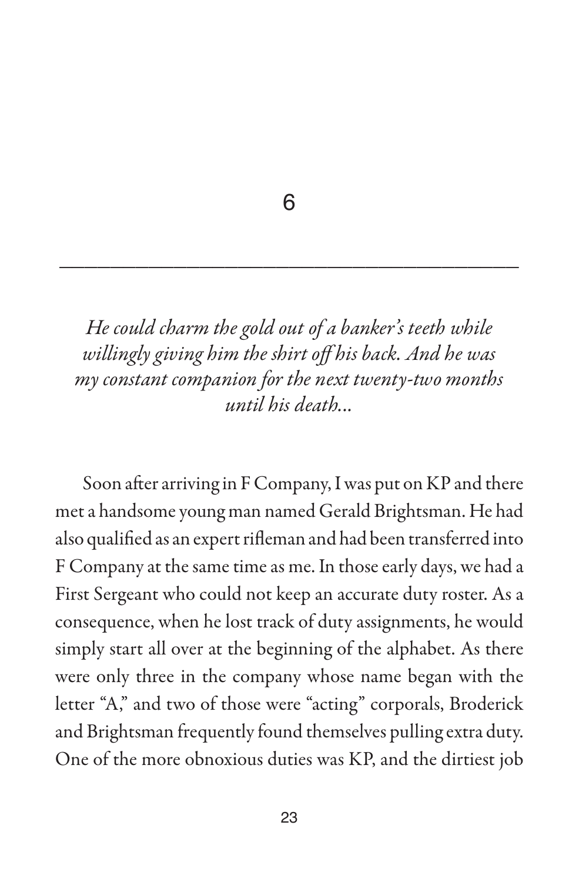# 6

---

*He could charm the gold out of a banker's teeth while willingly giving him the shirt off his back. And he was my constant companion for the next twenty-two months until his death...*

Soon after arriving in F Company, I was put on KP and there met a handsome young man named Gerald Brightsman. He had also qualified as an expert rifleman and had been transferred into F Company at the same time as me. In those early days, we had a First Sergeant who could not keep an accurate duty roster. As a consequence, when he lost track of duty assignments, he would simply start all over at the beginning of the alphabet. As there were only three in the company whose name began with the letter "A," and two of those were "acting" corporals, Broderick and Brightsman frequently found themselves pulling extra duty. One of the more obnoxious duties was KP, and the dirtiest job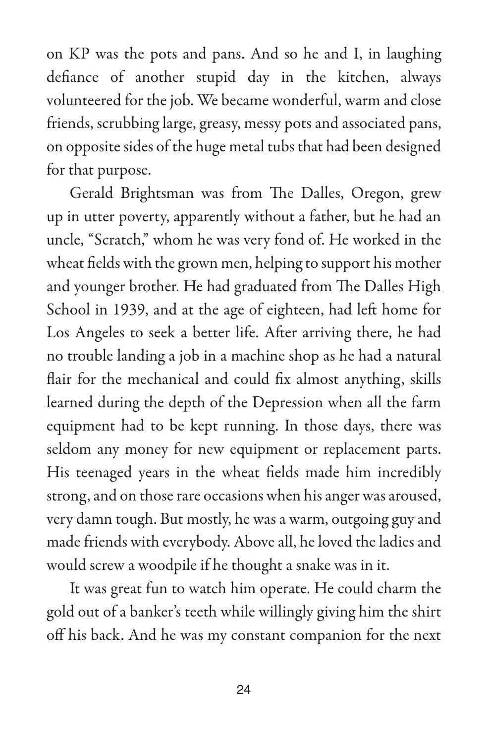on KP was the pots and pans. And so he and I, in laughing defiance of another stupid day in the kitchen, always volunteered for the job. We became wonderful, warm and close friends, scrubbing large, greasy, messy pots and associated pans, on opposite sides of the huge metal tubs that had been designed for that purpose.

Gerald Brightsman was from The Dalles, Oregon, grew up in utter poverty, apparently without a father, but he had an uncle, "Scratch," whom he was very fond of. He worked in the wheat fields with the grown men, helping to support his mother and younger brother. He had graduated from The Dalles High School in 1939, and at the age of eighteen, had left home for Los Angeles to seek a better life. After arriving there, he had no trouble landing a job in a machine shop as he had a natural flair for the mechanical and could fix almost anything, skills learned during the depth of the Depression when all the farm equipment had to be kept running. In those days, there was seldom any money for new equipment or replacement parts. His teenaged years in the wheat fields made him incredibly strong, and on those rare occasions when his anger was aroused, very damn tough. But mostly, he was a warm, outgoing guy and made friends with everybody. Above all, he loved the ladies and would screw a woodpile if he thought a snake was in it.

It was great fun to watch him operate. He could charm the gold out of a banker's teeth while willingly giving him the shirt off his back. And he was my constant companion for the next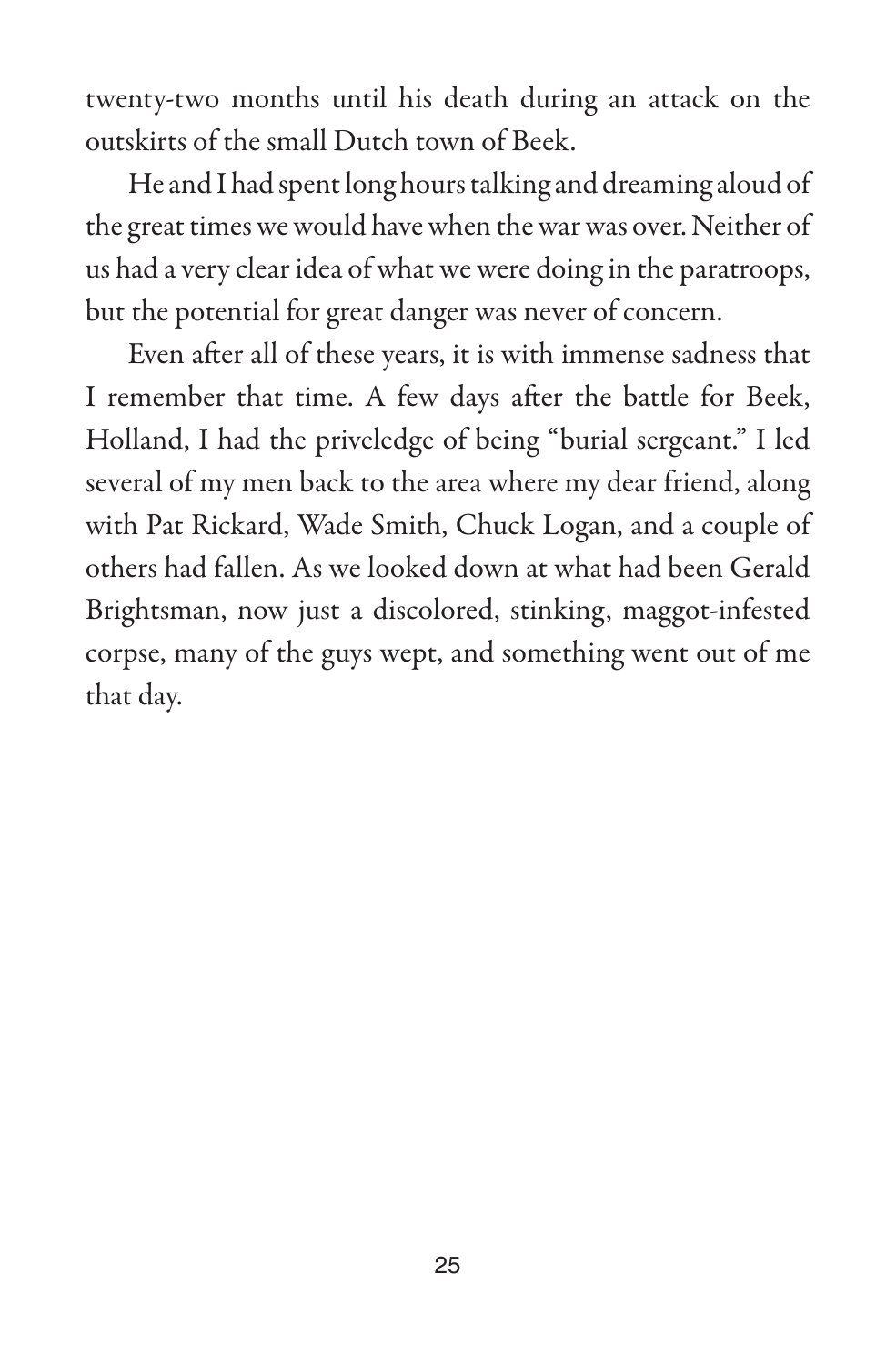twenty-two months until his death during an attack on the outskirts of the small Dutch town of Beek.

He and I had spent long hours talking and dreaming aloud of the great times we would have when the war was over. Neither of us had a very clear idea of what we were doing in the paratroops, but the potential for great danger was never of concern.

Even after all of these years, it is with immense sadness that I remember that time. A few days after the battle for Beek, Holland, I had the priveledge of being "burial sergeant." I led several of my men back to the area where my dear friend, along with Pat Rickard, Wade Smith, Chuck Logan, and a couple of others had fallen. As we looked down at what had been Gerald Brightsman, now just a discolored, stinking, maggot-infested corpse, many of the guys wept, and something went out of me that day.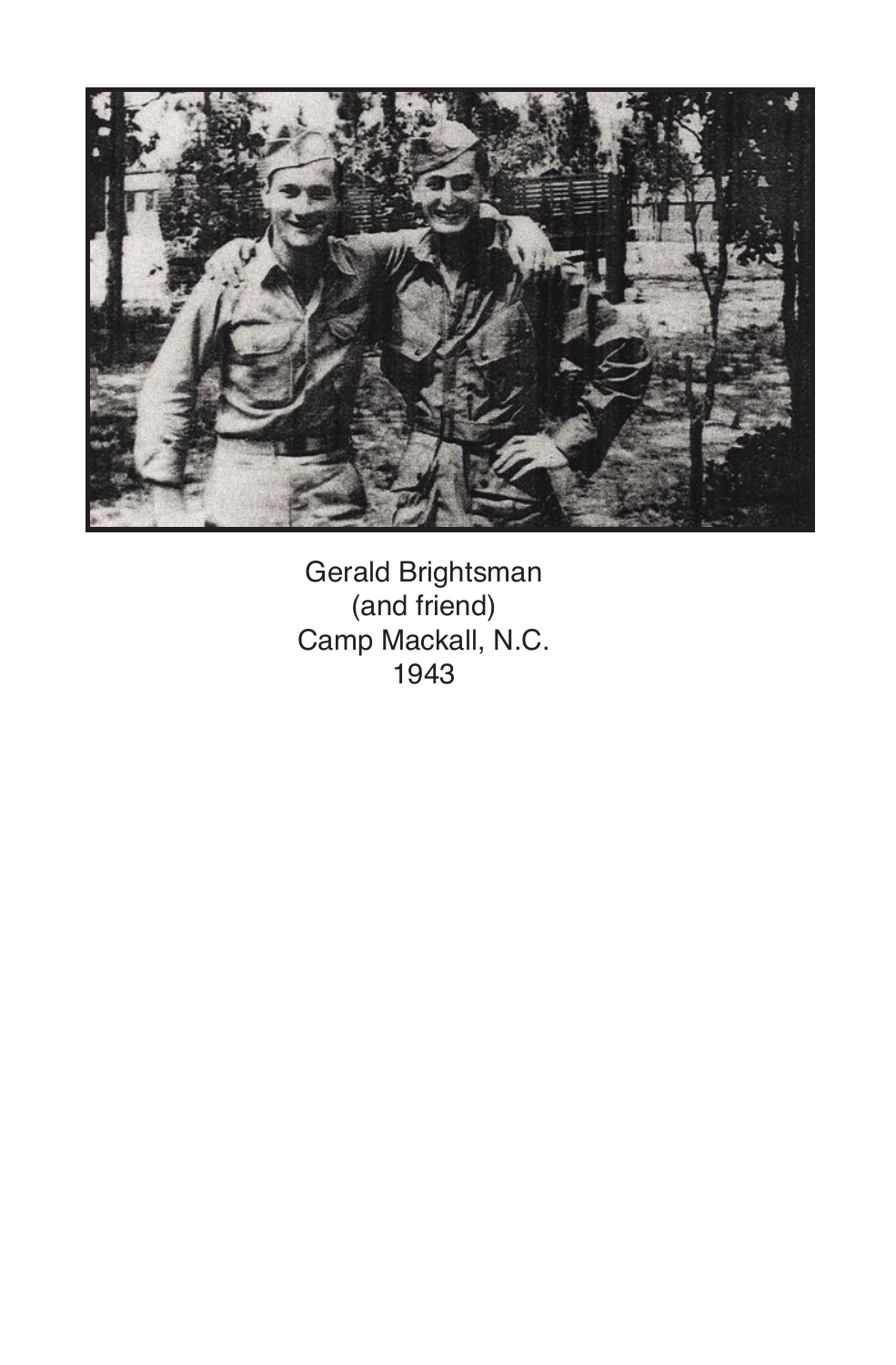Gerald Brightsman
(and friend)
Camp Mackall, N.C.
1943